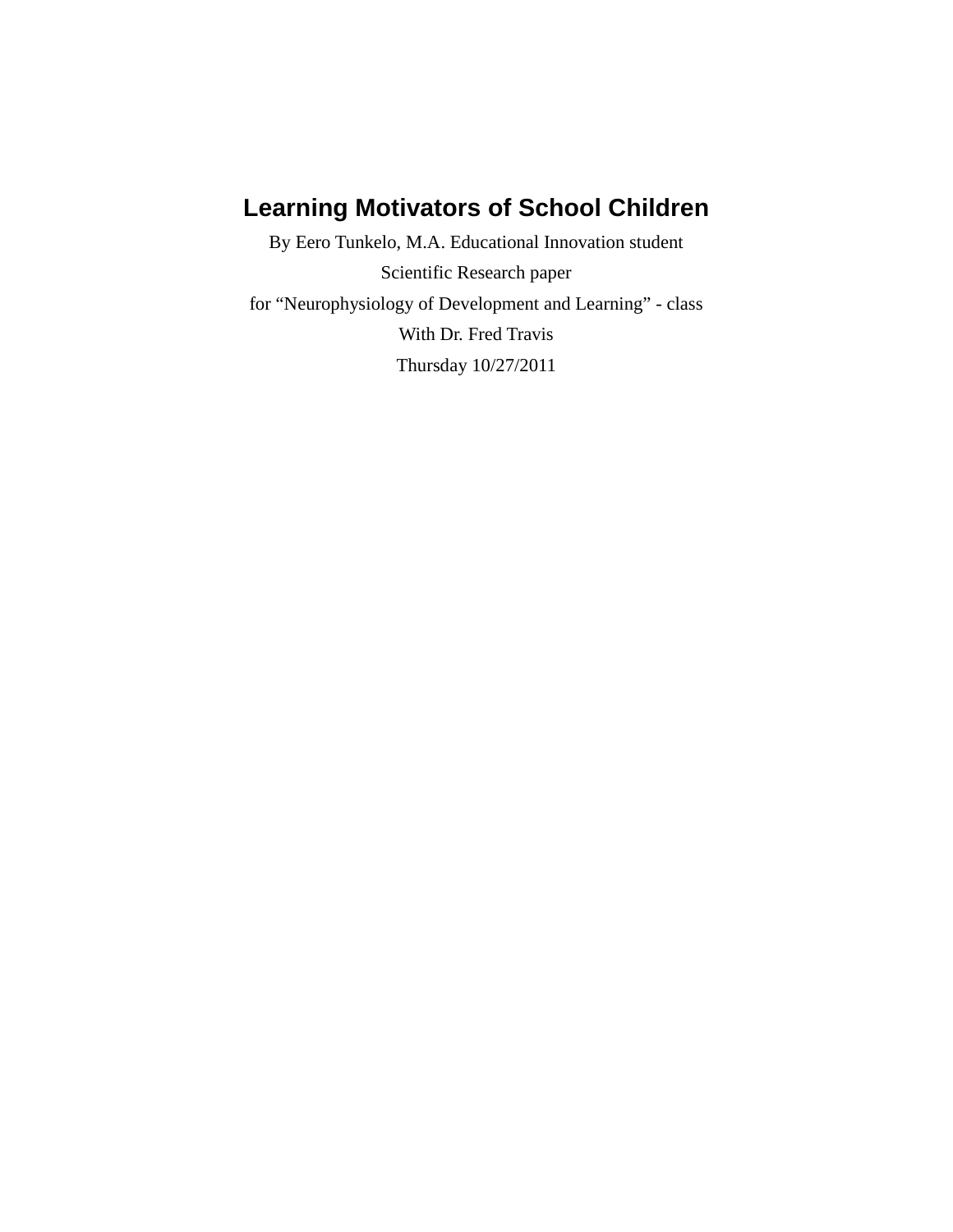# Learning Motivators of School Children

By Eero Tunkelo, M.A. Educational Innovation student

Scientific Research paper

for “Neurophysiology of Development and Learning” - class

With Dr. Fred Travis

Thursday 10/27/2011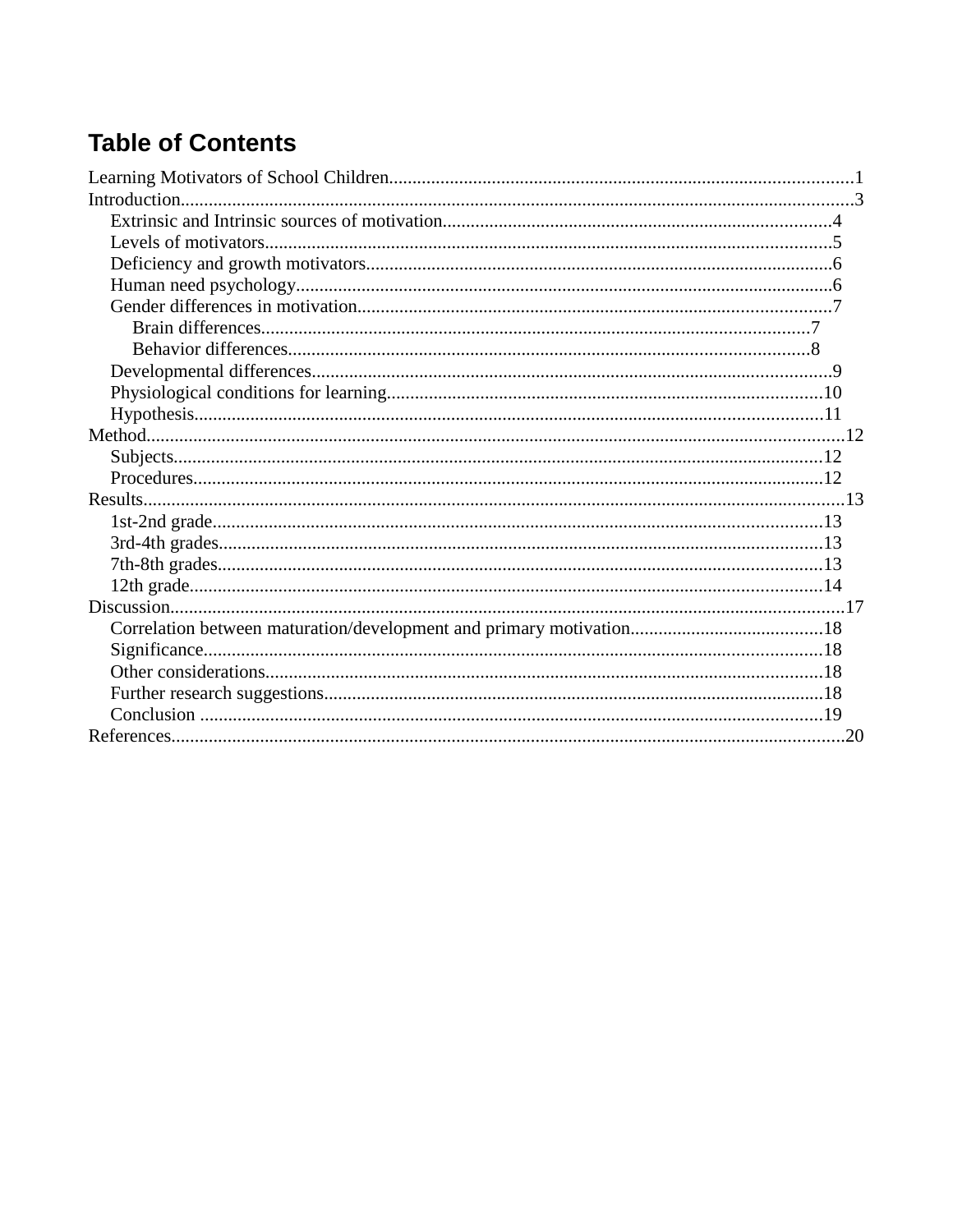# Table of Contents

Learning Motivators of School Children..................................................................................................1

Introduction..............................................................................................................................................3

- Extrinsic and Intrinsic sources of motivation..................................................................................4
- Levels of motivators........................................................................................................................5
- Deficiency and growth motivators..................................................................................................6
- Human need psychology.................................................................................................................6
- Gender differences in motivation....................................................................................................7
  - Brain differences.....................................................................................................................7
  - Behavior differences...............................................................................................................8
- Developmental differences..............................................................................................................9
- Physiological conditions for learning............................................................................................10
- Hypothesis......................................................................................................................................11

Method...................................................................................................................................................12

- Subjects..........................................................................................................................................12
- Procedures......................................................................................................................................12

Results....................................................................................................................................................13

- 1st-2nd grade..................................................................................................................................13
- 3rd-4th grades................................................................................................................................13
- 7th-8th grades................................................................................................................................13
- 12th grade.......................................................................................................................................14

Discussion..............................................................................................................................................17

- Correlation between maturation/development and primary motivation.........................................18
- Significance....................................................................................................................................18
- Other considerations.......................................................................................................................18
- Further research suggestions..........................................................................................................18
- Conclusion .....................................................................................................................................19

References..............................................................................................................................................20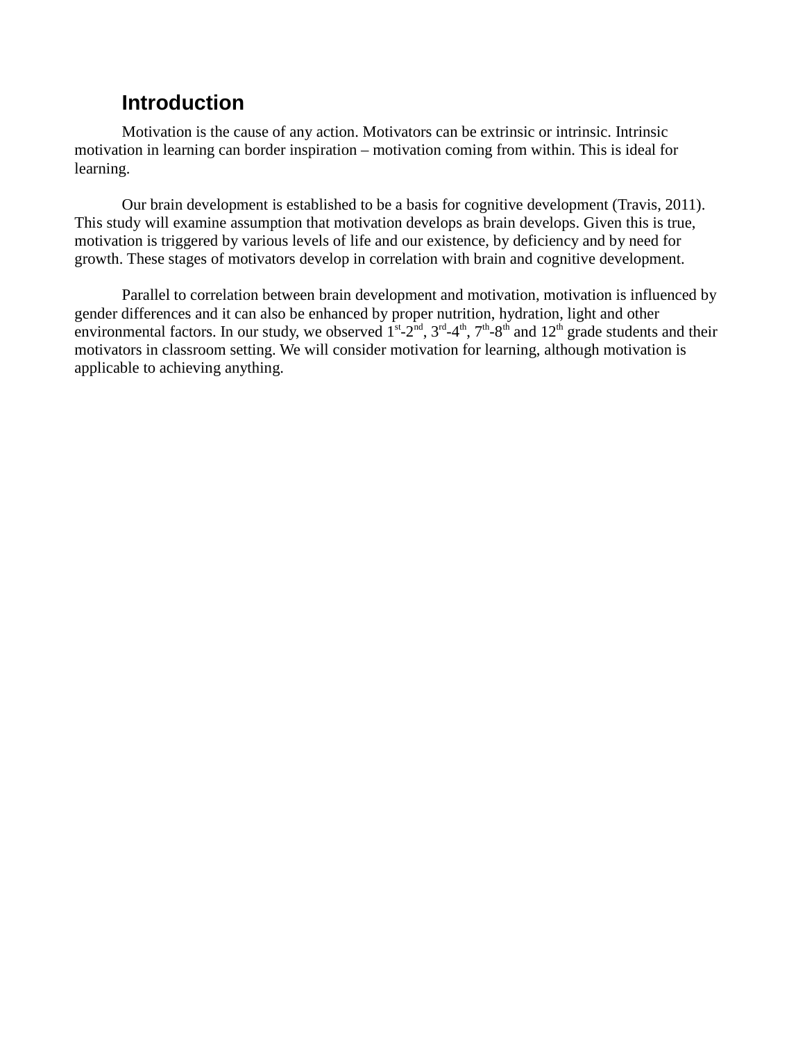## Introduction

Motivation is the cause of any action. Motivators can be extrinsic or intrinsic. Intrinsic motivation in learning can border inspiration – motivation coming from within. This is ideal for learning.

Our brain development is established to be a basis for cognitive development (Travis, 2011). This study will examine assumption that motivation develops as brain develops. Given this is true, motivation is triggered by various levels of life and our existence, by deficiency and by need for growth. These stages of motivators develop in correlation with brain and cognitive development.

Parallel to correlation between brain development and motivation, motivation is influenced by gender differences and it can also be enhanced by proper nutrition, hydration, light and other environmental factors. In our study, we observed 1st-2nd, 3rd-4th, 7th-8th and 12th grade students and their motivators in classroom setting. We will consider motivation for learning, although motivation is applicable to achieving anything.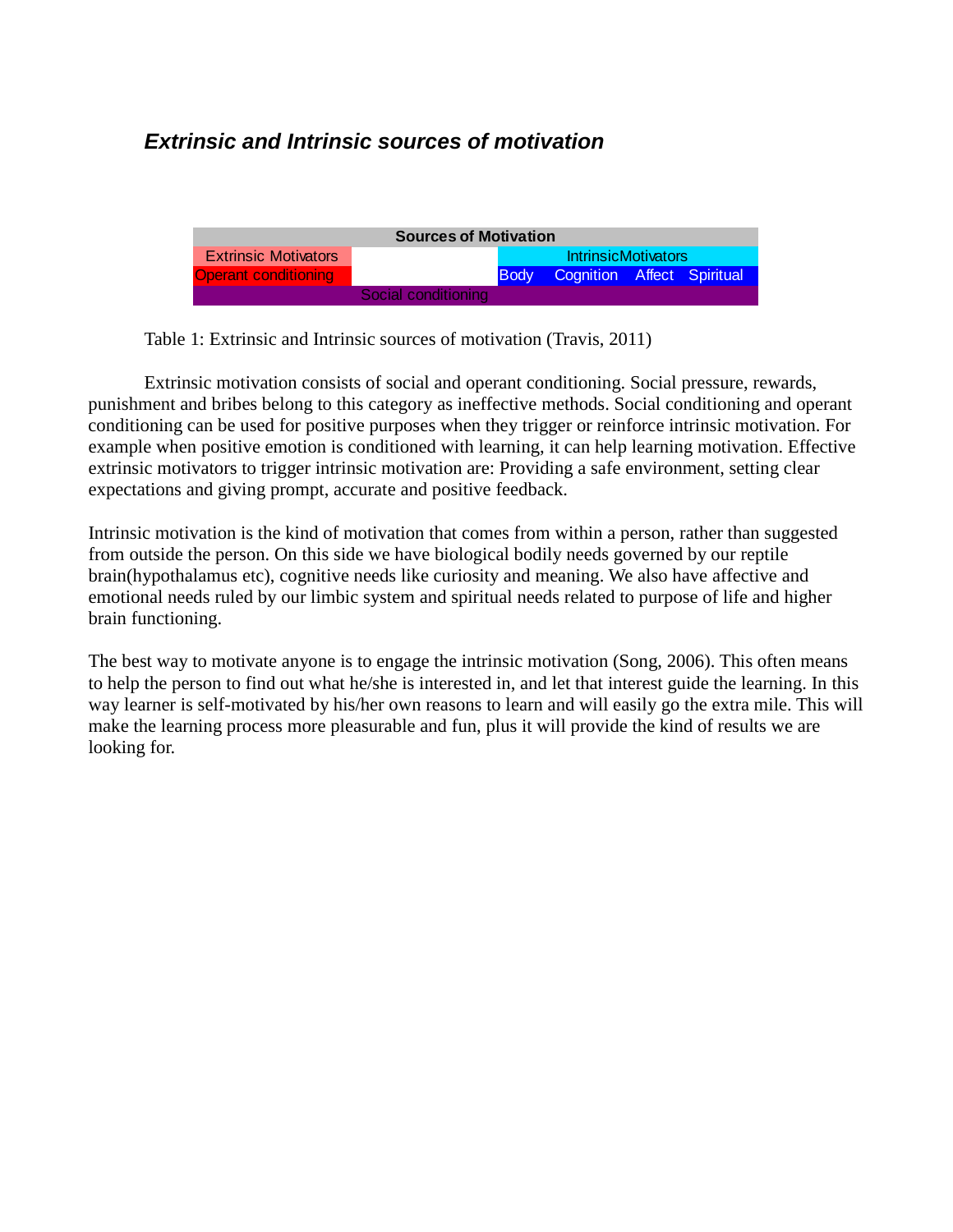### *Extrinsic and Intrinsic sources of motivation*

| Sources of Motivation | | | | | | |
|---|---|---|---|---|---|---|
| Extrinsic Motivators | | IntrinsicMotivators | | | | |
| Operant conditioning | | Body | Cognition | Affect | Spiritual | |
| Social conditioning | | | | | | |

Table 1: Extrinsic and Intrinsic sources of motivation (Travis, 2011)

Extrinsic motivation consists of social and operant conditioning. Social pressure, rewards, punishment and bribes belong to this category as ineffective methods. Social conditioning and operant conditioning can be used for positive purposes when they trigger or reinforce intrinsic motivation. For example when positive emotion is conditioned with learning, it can help learning motivation. Effective extrinsic motivators to trigger intrinsic motivation are: Providing a safe environment, setting clear expectations and giving prompt, accurate and positive feedback.

Intrinsic motivation is the kind of motivation that comes from within a person, rather than suggested from outside the person. On this side we have biological bodily needs governed by our reptile brain(hypothalamus etc), cognitive needs like curiosity and meaning. We also have affective and emotional needs ruled by our limbic system and spiritual needs related to purpose of life and higher brain functioning.

The best way to motivate anyone is to engage the intrinsic motivation (Song, 2006). This often means to help the person to find out what he/she is interested in, and let that interest guide the learning. In this way learner is self-motivated by his/her own reasons to learn and will easily go the extra mile. This will make the learning process more pleasurable and fun, plus it will provide the kind of results we are looking for.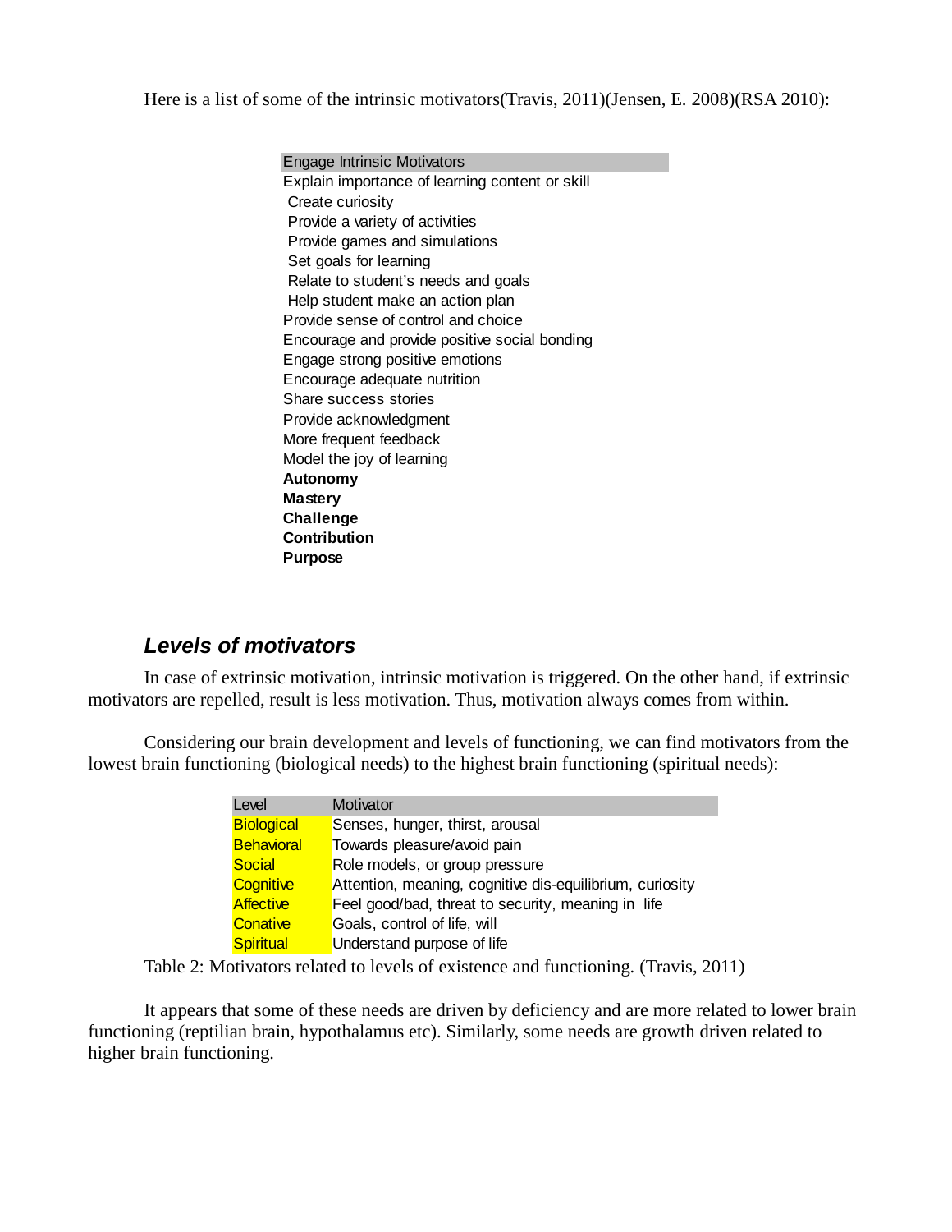Here is a list of some of the intrinsic motivators(Travis, 2011)(Jensen, E. 2008)(RSA 2010):

| Engage Intrinsic Motivators |
| --- |
| Explain importance of learning content or skill |
| Create curiosity |
| Provide a variety of activities |
| Provide games and simulations |
| Set goals for learning |
| Relate to student's needs and goals |
| Help student make an action plan |
| Provide sense of control and choice |
| Encourage and provide positive social bonding |
| Engage strong positive emotions |
| Encourage adequate nutrition |
| Share success stories |
| Provide acknowledgment |
| More frequent feedback |
| Model the joy of learning |
| **Autonomy** |
| **Mastery** |
| **Challenge** |
| **Contribution** |
| **Purpose** |

## *Levels of motivators*

In case of extrinsic motivation, intrinsic motivation is triggered. On the other hand, if extrinsic motivators are repelled, result is less motivation. Thus, motivation always comes from within.

Considering our brain development and levels of functioning, we can find motivators from the lowest brain functioning (biological needs) to the highest brain functioning (spiritual needs):

| Level | Motivator |
| --- | --- |
| Biological | Senses, hunger, thirst, arousal |
| Behavioral | Towards pleasure/avoid pain |
| Social | Role models, or group pressure |
| Cognitive | Attention, meaning, cognitive dis-equilibrium, curiosity |
| Affective | Feel good/bad, threat to security, meaning in life |
| Conative | Goals, control of life, will |
| Spiritual | Understand purpose of life |

Table 2: Motivators related to levels of existence and functioning. (Travis, 2011)

It appears that some of these needs are driven by deficiency and are more related to lower brain functioning (reptilian brain, hypothalamus etc). Similarly, some needs are growth driven related to higher brain functioning.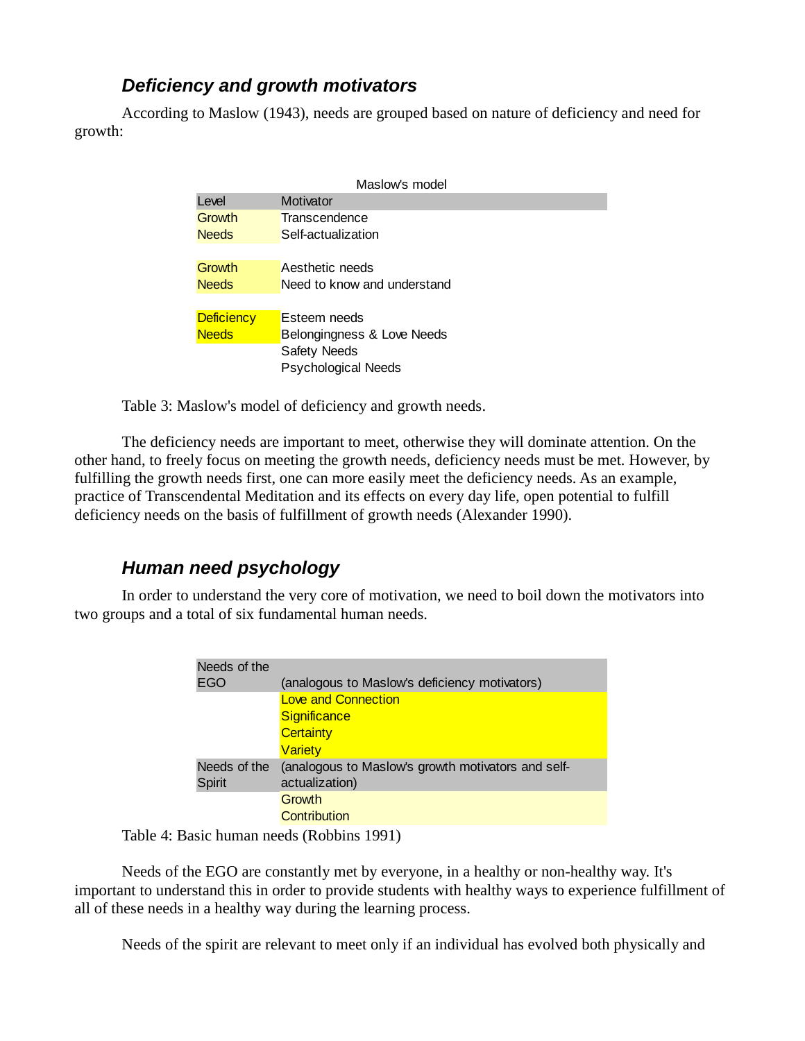### *Deficiency and growth motivators*

According to Maslow (1943), needs are grouped based on nature of deficiency and need for growth:

Maslow's model

| Level | Motivator |
|---|---|
| Growth Needs | Transcendence<br>Self-actualization |
| Growth Needs | Aesthetic needs<br>Need to know and understand |
| Deficiency Needs | Esteem needs<br>Belongingness & Love Needs<br>Safety Needs<br>Psychological Needs |

Table 3: Maslow's model of deficiency and growth needs.

The deficiency needs are important to meet, otherwise they will dominate attention. On the other hand, to freely focus on meeting the growth needs, deficiency needs must be met. However, by fulfilling the growth needs first, one can more easily meet the deficiency needs. As an example, practice of Transcendental Meditation and its effects on every day life, open potential to fulfill deficiency needs on the basis of fulfillment of growth needs (Alexander 1990).

### *Human need psychology*

In order to understand the very core of motivation, we need to boil down the motivators into two groups and a total of six fundamental human needs.

| Needs of the EGO | (analogous to Maslow's deficiency motivators) |
|---|---|
| | Love and Connection<br>Significance<br>Certainty<br>Variety |
| Needs of the Spirit | (analogous to Maslow's growth motivators and self-actualization) |
| | Growth<br>Contribution |

Table 4: Basic human needs (Robbins 1991)

Needs of the EGO are constantly met by everyone, in a healthy or non-healthy way. It's important to understand this in order to provide students with healthy ways to experience fulfillment of all of these needs in a healthy way during the learning process.

Needs of the spirit are relevant to meet only if an individual has evolved both physically and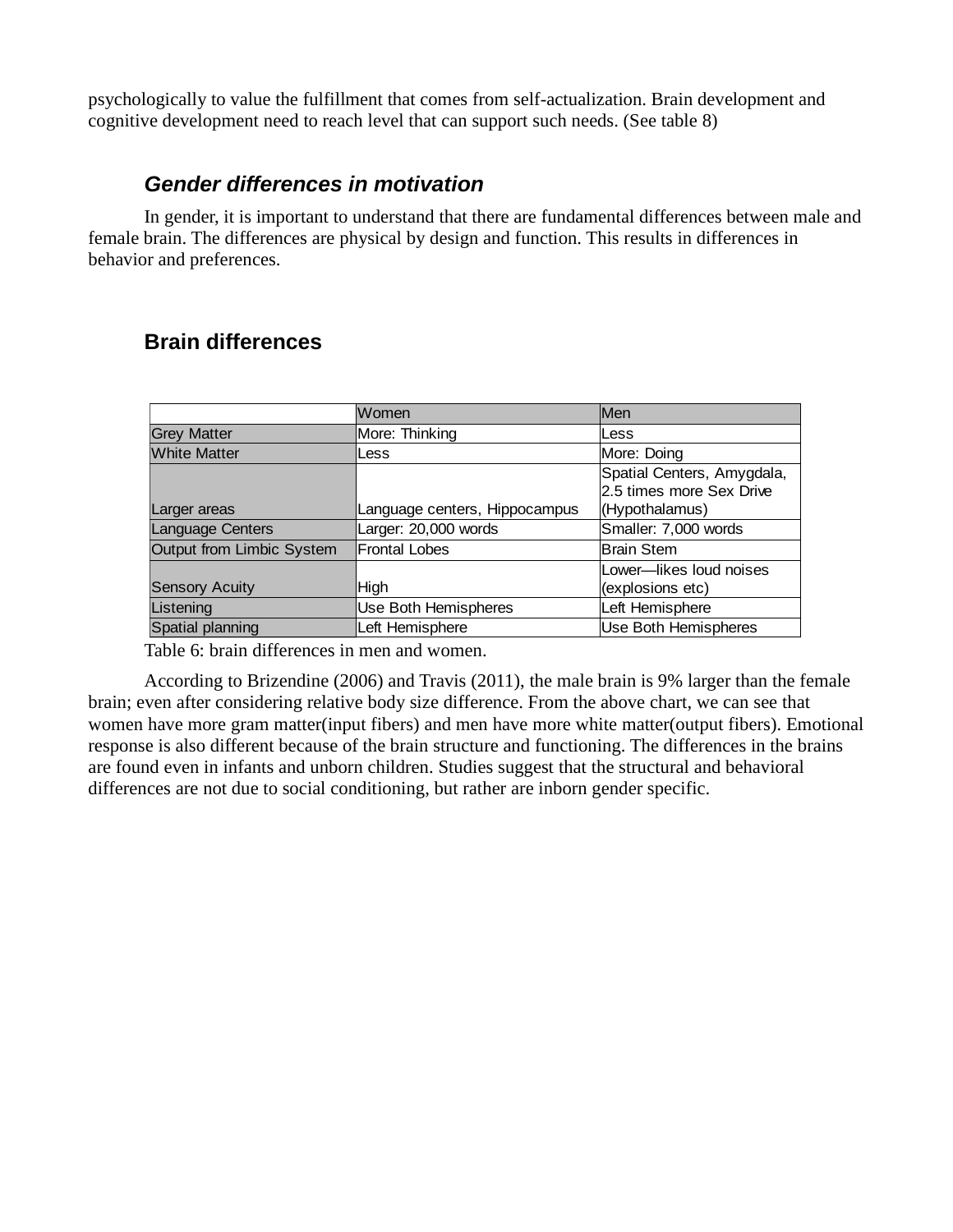psychologically to value the fulfillment that comes from self-actualization. Brain development and cognitive development need to reach level that can support such needs. (See table 8)

### *Gender differences in motivation*

In gender, it is important to understand that there are fundamental differences between male and female brain. The differences are physical by design and function. This results in differences in behavior and preferences.

### Brain differences

| | Women | Men |
|---|---|---|
| Grey Matter | More: Thinking | Less |
| White Matter | Less | More: Doing |
| Larger areas | Language centers, Hippocampus | Spatial Centers, Amygdala, 2.5 times more Sex Drive (Hypothalamus) |
| Language Centers | Larger: 20,000 words | Smaller: 7,000 words |
| Output from Limbic System | Frontal Lobes | Brain Stem |
| Sensory Acuity | High | Lower—likes loud noises (explosions etc) |
| Listening | Use Both Hemispheres | Left Hemisphere |
| Spatial planning | Left Hemisphere | Use Both Hemispheres |

Table 6: brain differences in men and women.

According to Brizendine (2006) and Travis (2011), the male brain is 9% larger than the female brain; even after considering relative body size difference. From the above chart, we can see that women have more gram matter(input fibers) and men have more white matter(output fibers). Emotional response is also different because of the brain structure and functioning. The differences in the brains are found even in infants and unborn children. Studies suggest that the structural and behavioral differences are not due to social conditioning, but rather are inborn gender specific.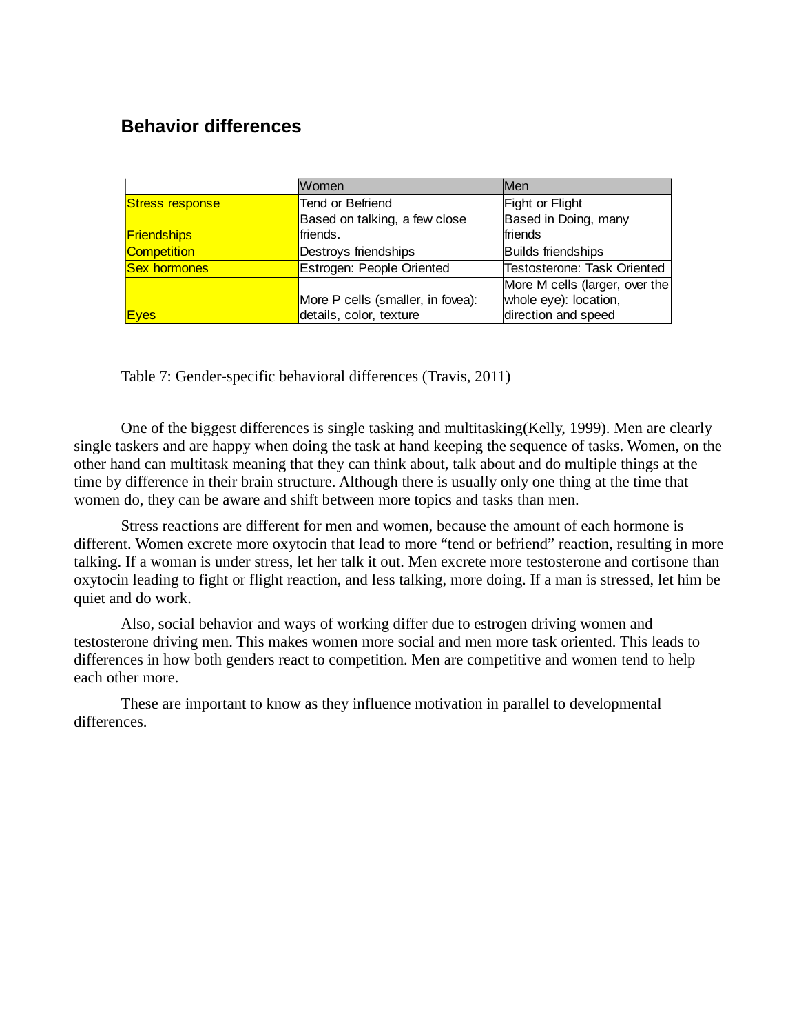## Behavior differences

| | Women | Men |
|---|---|---|
| Stress response | Tend or Befriend | Fight or Flight |
| Friendships | Based on talking, a few close friends. | Based in Doing, many friends |
| Competition | Destroys friendships | Builds friendships |
| Sex hormones | Estrogen: People Oriented | Testosterone: Task Oriented |
| Eyes | More P cells (smaller, in fovea): details, color, texture | More M cells (larger, over the whole eye): location, direction and speed |

Table 7: Gender-specific behavioral differences (Travis, 2011)

One of the biggest differences is single tasking and multitasking(Kelly, 1999). Men are clearly single taskers and are happy when doing the task at hand keeping the sequence of tasks. Women, on the other hand can multitask meaning that they can think about, talk about and do multiple things at the time by difference in their brain structure. Although there is usually only one thing at the time that women do, they can be aware and shift between more topics and tasks than men.

Stress reactions are different for men and women, because the amount of each hormone is different. Women excrete more oxytocin that lead to more “tend or befriend” reaction, resulting in more talking. If a woman is under stress, let her talk it out. Men excrete more testosterone and cortisone than oxytocin leading to fight or flight reaction, and less talking, more doing. If a man is stressed, let him be quiet and do work.

Also, social behavior and ways of working differ due to estrogen driving women and testosterone driving men. This makes women more social and men more task oriented. This leads to differences in how both genders react to competition. Men are competitive and women tend to help each other more.

These are important to know as they influence motivation in parallel to developmental differences.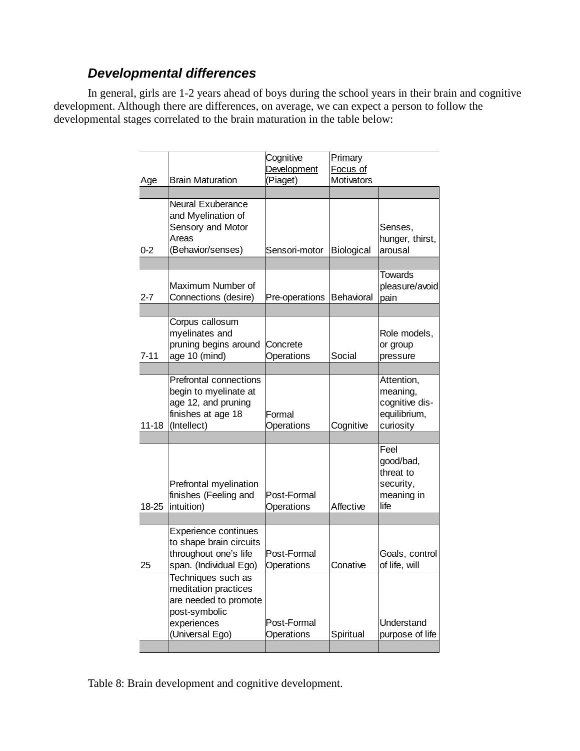### *Developmental differences*

In general, girls are 1-2 years ahead of boys during the school years in their brain and cognitive development. Although there are differences, on average, we can expect a person to follow the developmental stages correlated to the brain maturation in the table below:

| Age | Brain Maturation | Cognitive Development (Piaget) | Primary Focus of Motivators | |
|---|---|---|---|---|
| 0-2 | Neural Exuberance and Myelination of Sensory and Motor Areas (Behavior/senses) | Sensori-motor | Biological | Senses, hunger, thirst, arousal |
| 2-7 | Maximum Number of Connections (desire) | Pre-operations | Behavioral | Towards pleasure/avoid pain |
| 7-11 | Corpus callosum myelinates and pruning begins around age 10 (mind) | Concrete Operations | Social | Role models, or group pressure |
| 11-18 | Prefrontal connections begin to myelinate at age 12, and pruning finishes at age 18 (Intellect) | Formal Operations | Cognitive | Attention, meaning, cognitive dis-equilibrium, curiosity |
| 18-25 | Prefrontal myelination finishes (Feeling and intuition) | Post-Formal Operations | Affective | Feel good/bad, threat to security, meaning in life |
| 25 | Experience continues to shape brain circuits throughout one's life span. (Individual Ego) | Post-Formal Operations | Conative | Goals, control of life, will |
| | Techniques such as meditation practices are needed to promote post-symbolic experiences (Universal Ego) | Post-Formal Operations | Spiritual | Understand purpose of life |

Table 8: Brain development and cognitive development.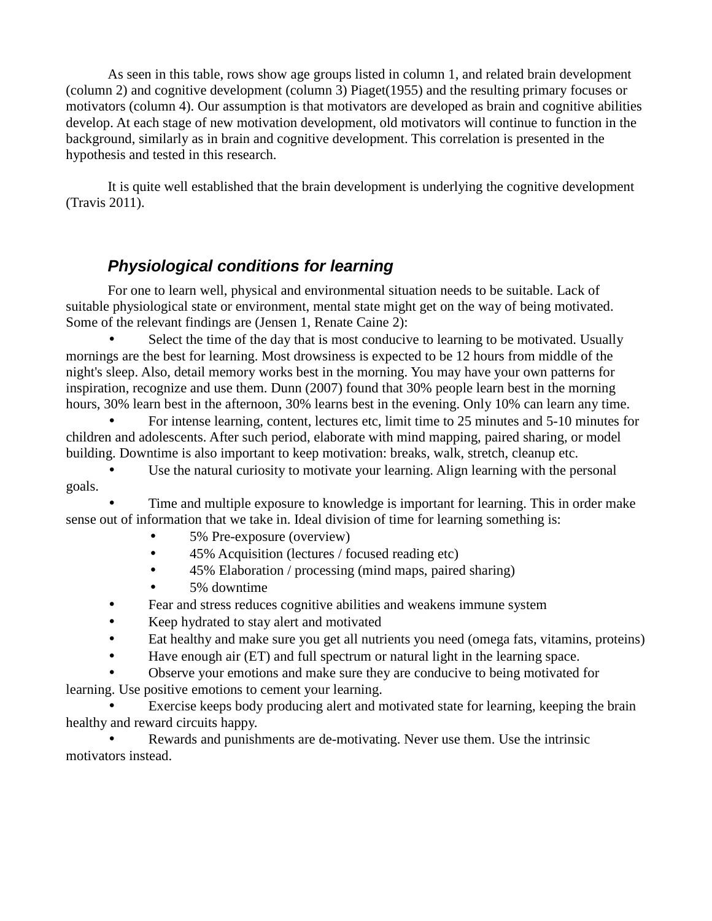As seen in this table, rows show age groups listed in column 1, and related brain development (column 2) and cognitive development (column 3) Piaget(1955) and the resulting primary focuses or motivators (column 4). Our assumption is that motivators are developed as brain and cognitive abilities develop. At each stage of new motivation development, old motivators will continue to function in the background, similarly as in brain and cognitive development. This correlation is presented in the hypothesis and tested in this research.

It is quite well established that the brain development is underlying the cognitive development (Travis 2011).

### *Physiological conditions for learning*

For one to learn well, physical and environmental situation needs to be suitable. Lack of suitable physiological state or environment, mental state might get on the way of being motivated. Some of the relevant findings are (Jensen 1, Renate Caine 2):

- Select the time of the day that is most conducive to learning to be motivated. Usually mornings are the best for learning. Most drowsiness is expected to be 12 hours from middle of the night's sleep. Also, detail memory works best in the morning. You may have your own patterns for inspiration, recognize and use them. Dunn (2007) found that 30% people learn best in the morning hours, 30% learn best in the afternoon, 30% learns best in the evening. Only 10% can learn any time.
- For intense learning, content, lectures etc, limit time to 25 minutes and 5-10 minutes for children and adolescents. After such period, elaborate with mind mapping, paired sharing, or model building. Downtime is also important to keep motivation: breaks, walk, stretch, cleanup etc.
- Use the natural curiosity to motivate your learning. Align learning with the personal goals.
- Time and multiple exposure to knowledge is important for learning. This in order make sense out of information that we take in. Ideal division of time for learning something is:
    - 5% Pre-exposure (overview)
    - 45% Acquisition (lectures / focused reading etc)
    - 45% Elaboration / processing (mind maps, paired sharing)
    - 5% downtime
- Fear and stress reduces cognitive abilities and weakens immune system
- Keep hydrated to stay alert and motivated
- Eat healthy and make sure you get all nutrients you need (omega fats, vitamins, proteins)
- Have enough air (ET) and full spectrum or natural light in the learning space.
- Observe your emotions and make sure they are conducive to being motivated for learning. Use positive emotions to cement your learning.
- Exercise keeps body producing alert and motivated state for learning, keeping the brain healthy and reward circuits happy.
- Rewards and punishments are de-motivating. Never use them. Use the intrinsic motivators instead.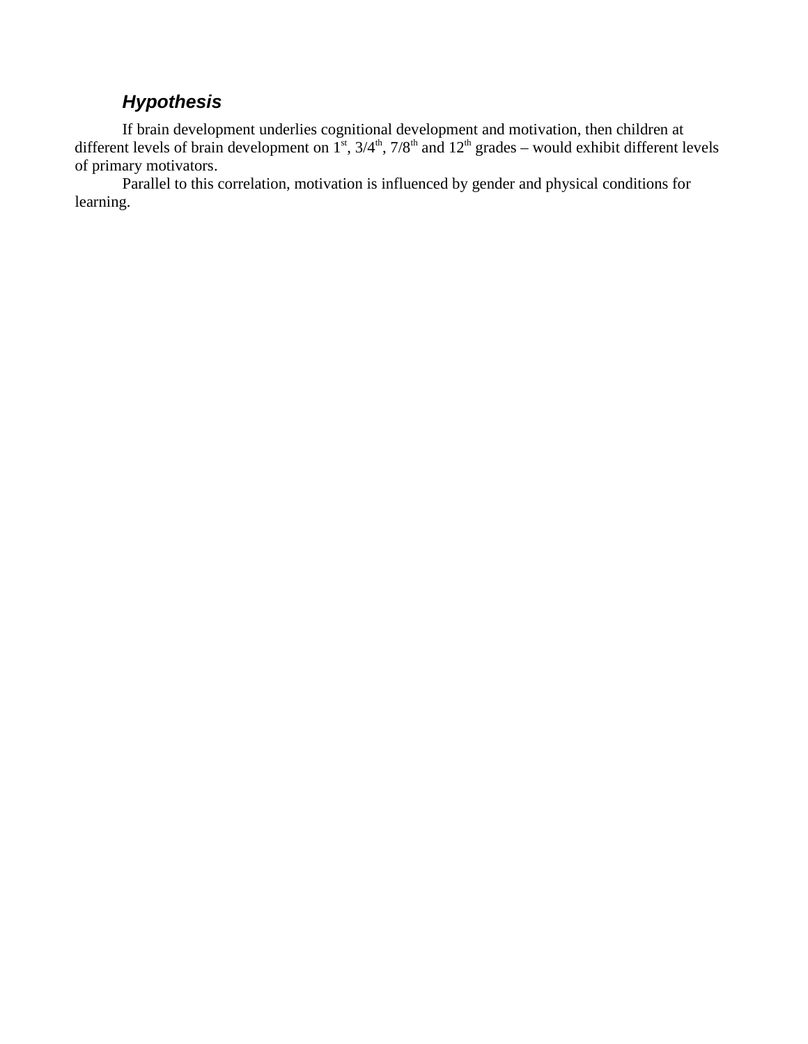### ***Hypothesis***

If brain development underlies cognitional development and motivation, then children at different levels of brain development on 1st, 3/4th, 7/8th and 12th grades – would exhibit different levels of primary motivators.

Parallel to this correlation, motivation is influenced by gender and physical conditions for learning.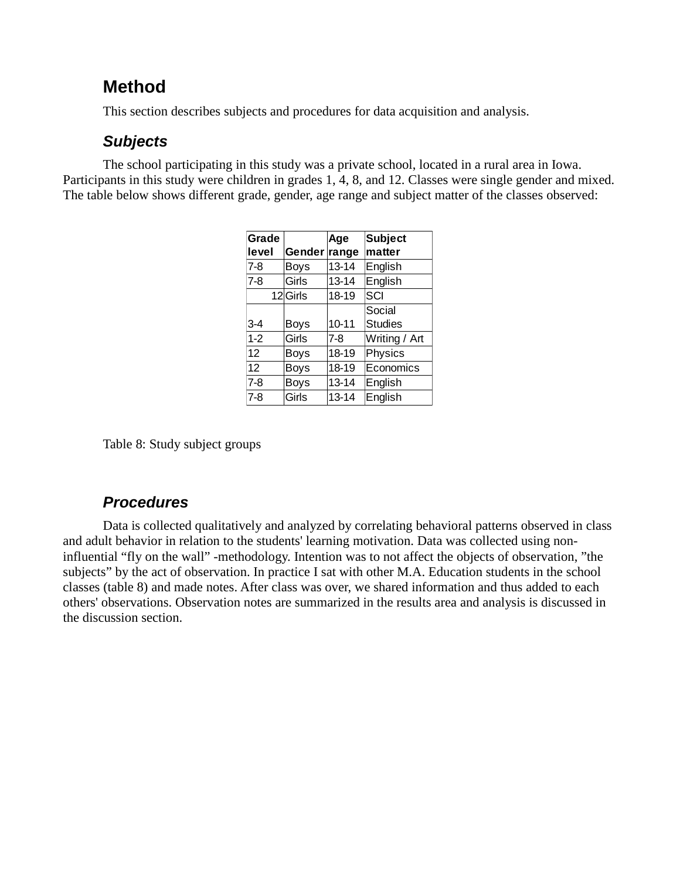## Method

This section describes subjects and procedures for data acquisition and analysis.

### *Subjects*

The school participating in this study was a private school, located in a rural area in Iowa. Participants in this study were children in grades 1, 4, 8, and 12. Classes were single gender and mixed. The table below shows different grade, gender, age range and subject matter of the classes observed:

| Grade level | Gender | Age range | Subject matter |
| --- | --- | --- | --- |
| 7-8 | Boys | 13-14 | English |
| 7-8 | Girls | 13-14 | English |
| 12 | Girls | 18-19 | SCI |
| 3-4 | Boys | 10-11 | Social Studies |
| 1-2 | Girls | 7-8 | Writing / Art |
| 12 | Boys | 18-19 | Physics |
| 12 | Boys | 18-19 | Economics |
| 7-8 | Boys | 13-14 | English |
| 7-8 | Girls | 13-14 | English |

Table 8: Study subject groups

### *Procedures*

Data is collected qualitatively and analyzed by correlating behavioral patterns observed in class and adult behavior in relation to the students' learning motivation. Data was collected using non-influential "fly on the wall" -methodology. Intention was to not affect the objects of observation, "the subjects" by the act of observation. In practice I sat with other M.A. Education students in the school classes (table 8) and made notes. After class was over, we shared information and thus added to each others' observations. Observation notes are summarized in the results area and analysis is discussed in the discussion section.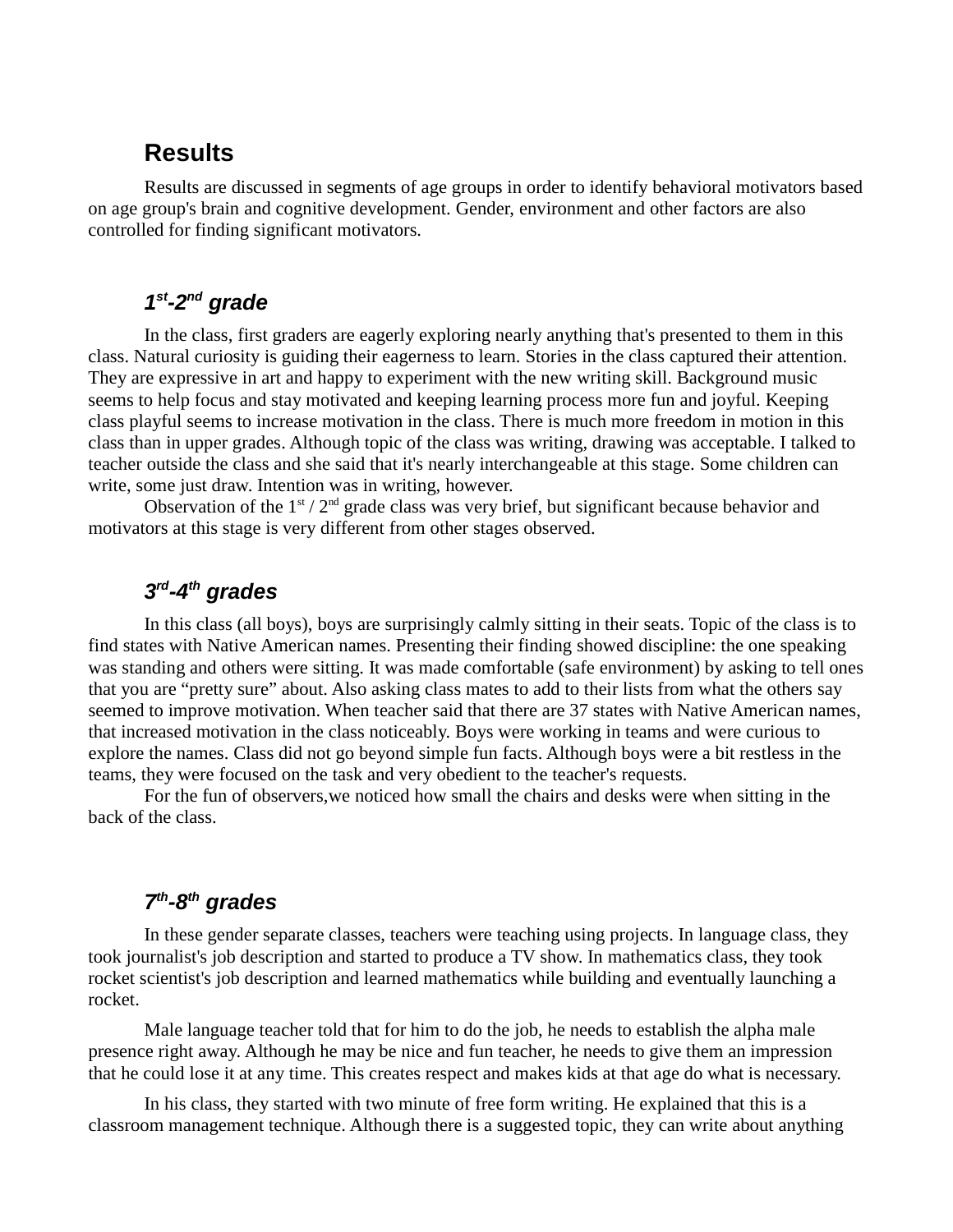## Results

Results are discussed in segments of age groups in order to identify behavioral motivators based on age group's brain and cognitive development. Gender, environment and other factors are also controlled for finding significant motivators.

### *1st-2nd grade*

In the class, first graders are eagerly exploring nearly anything that's presented to them in this class. Natural curiosity is guiding their eagerness to learn. Stories in the class captured their attention. They are expressive in art and happy to experiment with the new writing skill. Background music seems to help focus and stay motivated and keeping learning process more fun and joyful. Keeping class playful seems to increase motivation in the class. There is much more freedom in motion in this class than in upper grades. Although topic of the class was writing, drawing was acceptable. I talked to teacher outside the class and she said that it's nearly interchangeable at this stage. Some children can write, some just draw. Intention was in writing, however.

Observation of the 1st / 2nd grade class was very brief, but significant because behavior and motivators at this stage is very different from other stages observed.

### *3rd-4th grades*

In this class (all boys), boys are surprisingly calmly sitting in their seats. Topic of the class is to find states with Native American names. Presenting their finding showed discipline: the one speaking was standing and others were sitting. It was made comfortable (safe environment) by asking to tell ones that you are "pretty sure" about. Also asking class mates to add to their lists from what the others say seemed to improve motivation. When teacher said that there are 37 states with Native American names, that increased motivation in the class noticeably. Boys were working in teams and were curious to explore the names. Class did not go beyond simple fun facts. Although boys were a bit restless in the teams, they were focused on the task and very obedient to the teacher's requests.

For the fun of observers,we noticed how small the chairs and desks were when sitting in the back of the class.

### *7th-8th grades*

In these gender separate classes, teachers were teaching using projects. In language class, they took journalist's job description and started to produce a TV show. In mathematics class, they took rocket scientist's job description and learned mathematics while building and eventually launching a rocket.

Male language teacher told that for him to do the job, he needs to establish the alpha male presence right away. Although he may be nice and fun teacher, he needs to give them an impression that he could lose it at any time. This creates respect and makes kids at that age do what is necessary.

In his class, they started with two minute of free form writing. He explained that this is a classroom management technique. Although there is a suggested topic, they can write about anything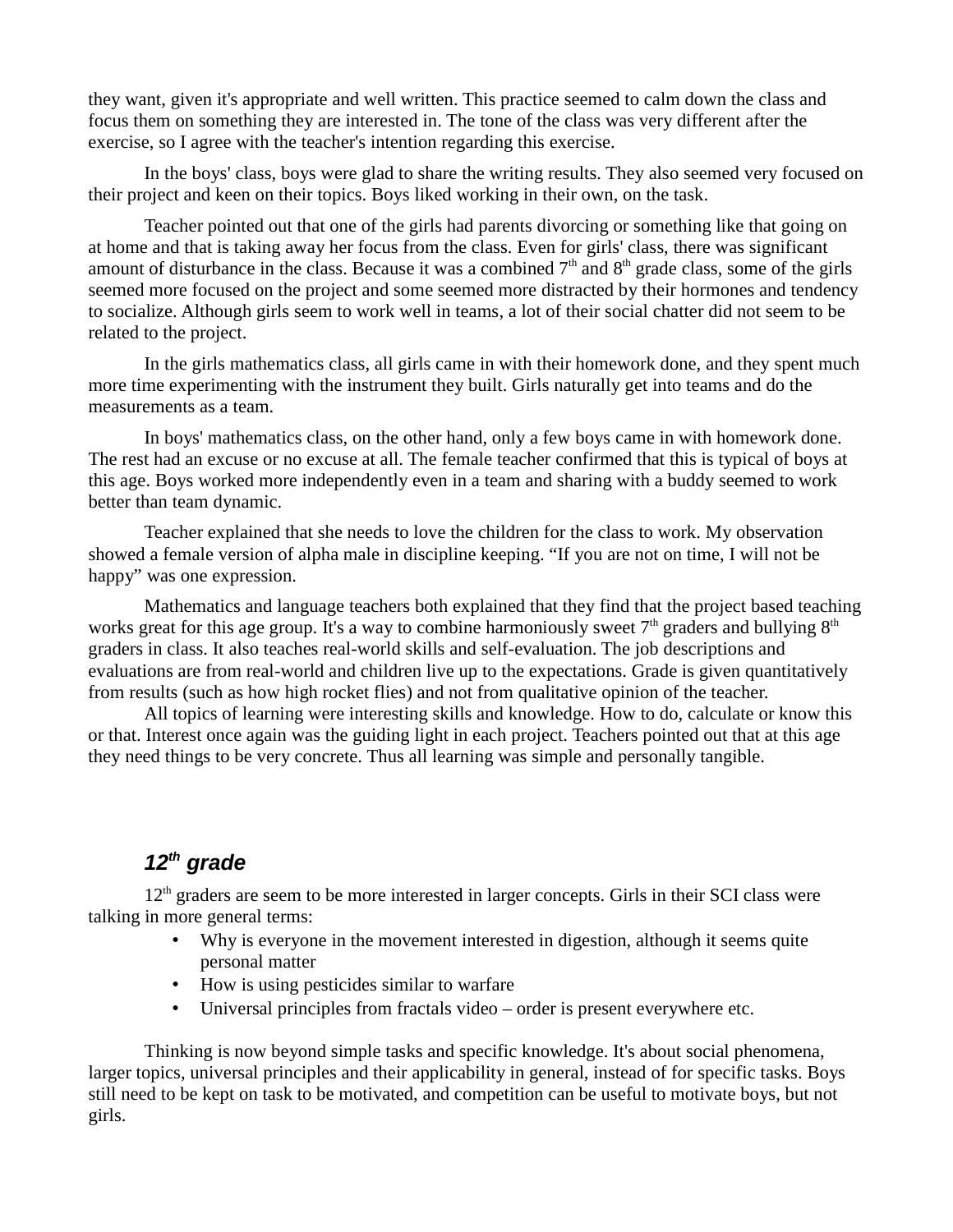they want, given it's appropriate and well written. This practice seemed to calm down the class and focus them on something they are interested in. The tone of the class was very different after the exercise, so I agree with the teacher's intention regarding this exercise.

In the boys' class, boys were glad to share the writing results. They also seemed very focused on their project and keen on their topics. Boys liked working in their own, on the task.

Teacher pointed out that one of the girls had parents divorcing or something like that going on at home and that is taking away her focus from the class. Even for girls' class, there was significant amount of disturbance in the class. Because it was a combined 7th and 8th grade class, some of the girls seemed more focused on the project and some seemed more distracted by their hormones and tendency to socialize. Although girls seem to work well in teams, a lot of their social chatter did not seem to be related to the project.

In the girls mathematics class, all girls came in with their homework done, and they spent much more time experimenting with the instrument they built. Girls naturally get into teams and do the measurements as a team.

In boys' mathematics class, on the other hand, only a few boys came in with homework done. The rest had an excuse or no excuse at all. The female teacher confirmed that this is typical of boys at this age. Boys worked more independently even in a team and sharing with a buddy seemed to work better than team dynamic.

Teacher explained that she needs to love the children for the class to work. My observation showed a female version of alpha male in discipline keeping. “If you are not on time, I will not be happy” was one expression.

Mathematics and language teachers both explained that they find that the project based teaching works great for this age group. It's a way to combine harmoniously sweet 7th graders and bullying 8th graders in class. It also teaches real-world skills and self-evaluation. The job descriptions and evaluations are from real-world and children live up to the expectations. Grade is given quantitatively from results (such as how high rocket flies) and not from qualitative opinion of the teacher.

All topics of learning were interesting skills and knowledge. How to do, calculate or know this or that. Interest once again was the guiding light in each project. Teachers pointed out that at this age they need things to be very concrete. Thus all learning was simple and personally tangible.

### *12th grade*

12th graders are seem to be more interested in larger concepts. Girls in their SCI class were talking in more general terms:

- Why is everyone in the movement interested in digestion, although it seems quite personal matter
- How is using pesticides similar to warfare
- Universal principles from fractals video – order is present everywhere etc.

Thinking is now beyond simple tasks and specific knowledge. It's about social phenomena, larger topics, universal principles and their applicability in general, instead of for specific tasks. Boys still need to be kept on task to be motivated, and competition can be useful to motivate boys, but not girls.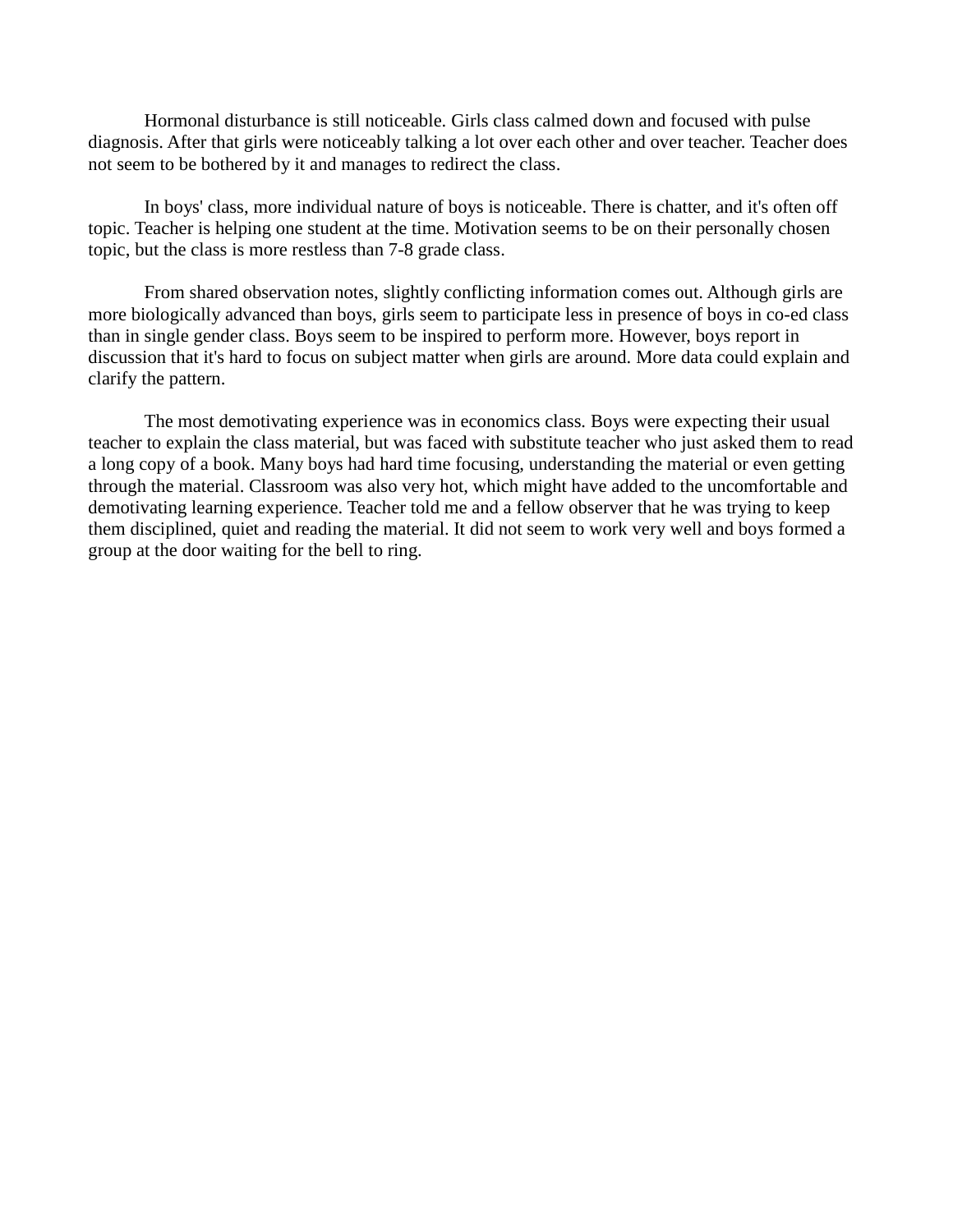Hormonal disturbance is still noticeable. Girls class calmed down and focused with pulse diagnosis. After that girls were noticeably talking a lot over each other and over teacher. Teacher does not seem to be bothered by it and manages to redirect the class.

In boys' class, more individual nature of boys is noticeable. There is chatter, and it's often off topic. Teacher is helping one student at the time. Motivation seems to be on their personally chosen topic, but the class is more restless than 7-8 grade class.

From shared observation notes, slightly conflicting information comes out. Although girls are more biologically advanced than boys, girls seem to participate less in presence of boys in co-ed class than in single gender class. Boys seem to be inspired to perform more. However, boys report in discussion that it's hard to focus on subject matter when girls are around. More data could explain and clarify the pattern.

The most demotivating experience was in economics class. Boys were expecting their usual teacher to explain the class material, but was faced with substitute teacher who just asked them to read a long copy of a book. Many boys had hard time focusing, understanding the material or even getting through the material. Classroom was also very hot, which might have added to the uncomfortable and demotivating learning experience. Teacher told me and a fellow observer that he was trying to keep them disciplined, quiet and reading the material. It did not seem to work very well and boys formed a group at the door waiting for the bell to ring.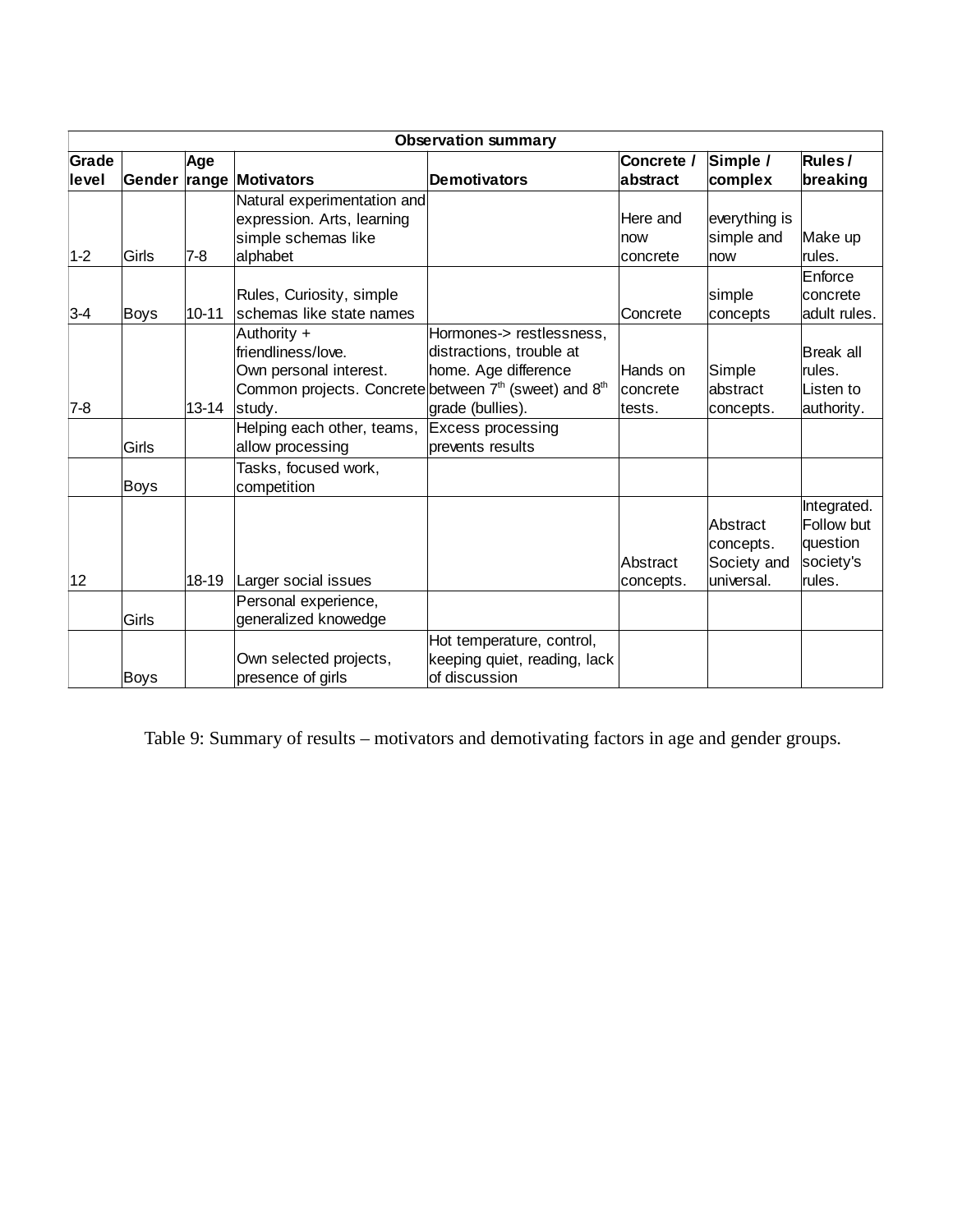| Observation summary | | | | | | | |
|---|---|---|---|---|---|---|---|
| Grade level | Gender | Age range | Motivators | Demotivators | Concrete / abstract | Simple / complex | Rules / breaking |
| 1-2 | Girls | 7-8 | Natural experimentation and expression. Arts, learning simple schemas like alphabet | | Here and now concrete | everything is simple and now | Make up rules. |
| 3-4 | Boys | 10-11 | Rules, Curiosity, simple schemas like state names | | Concrete | simple concepts | Enforce concrete adult rules. |
| 7-8 | | 13-14 | Authority + friendliness/love. Own personal interest. Common projects. Concrete study. | Hormones-> restlessness, distractions, trouble at home. Age difference between 7th (sweet) and 8th grade (bullies). | Hands on concrete tests. | Simple abstract concepts. | Break all rules. Listen to authority. |
| | Girls | | Helping each other, teams, allow processing | Excess processing prevents results | | | |
| | Boys | | Tasks, focused work, competition | | | | |
| 12 | | 18-19 | Larger social issues | | Abstract concepts. | Abstract concepts. Society and universal. | Integrated. Follow but question society's rules. |
| | Girls | | Personal experience, generalized knowedge | | | | |
| | Boys | | Own selected projects, presence of girls | Hot temperature, control, keeping quiet, reading, lack of discussion | | | |

Table 9: Summary of results – motivators and demotivating factors in age and gender groups.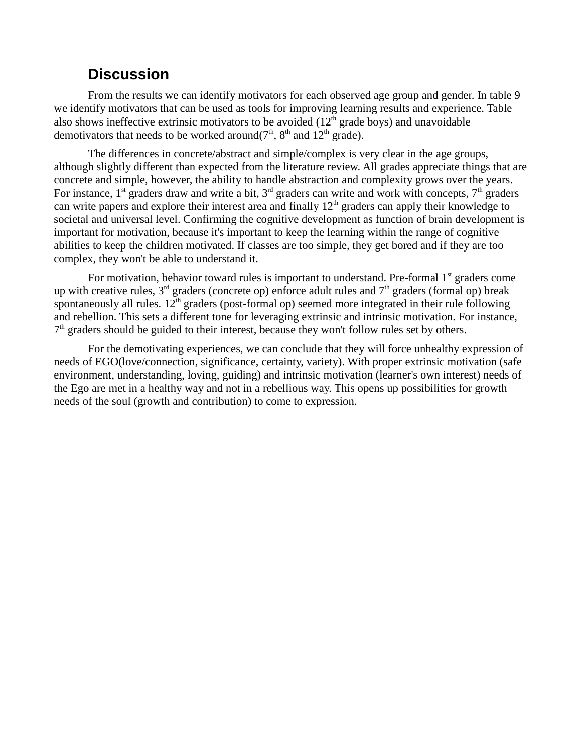## Discussion

From the results we can identify motivators for each observed age group and gender. In table 9 we identify motivators that can be used as tools for improving learning results and experience. Table also shows ineffective extrinsic motivators to be avoided (12th grade boys) and unavoidable demotivators that needs to be worked around(7th, 8th and 12th grade).

The differences in concrete/abstract and simple/complex is very clear in the age groups, although slightly different than expected from the literature review. All grades appreciate things that are concrete and simple, however, the ability to handle abstraction and complexity grows over the years. For instance, 1st graders draw and write a bit, 3rd graders can write and work with concepts, 7th graders can write papers and explore their interest area and finally 12th graders can apply their knowledge to societal and universal level. Confirming the cognitive development as function of brain development is important for motivation, because it's important to keep the learning within the range of cognitive abilities to keep the children motivated. If classes are too simple, they get bored and if they are too complex, they won't be able to understand it.

For motivation, behavior toward rules is important to understand. Pre-formal 1st graders come up with creative rules, 3rd graders (concrete op) enforce adult rules and 7th graders (formal op) break spontaneously all rules. 12th graders (post-formal op) seemed more integrated in their rule following and rebellion. This sets a different tone for leveraging extrinsic and intrinsic motivation. For instance, 7th graders should be guided to their interest, because they won't follow rules set by others.

For the demotivating experiences, we can conclude that they will force unhealthy expression of needs of EGO(love/connection, significance, certainty, variety). With proper extrinsic motivation (safe environment, understanding, loving, guiding) and intrinsic motivation (learner's own interest) needs of the Ego are met in a healthy way and not in a rebellious way. This opens up possibilities for growth needs of the soul (growth and contribution) to come to expression.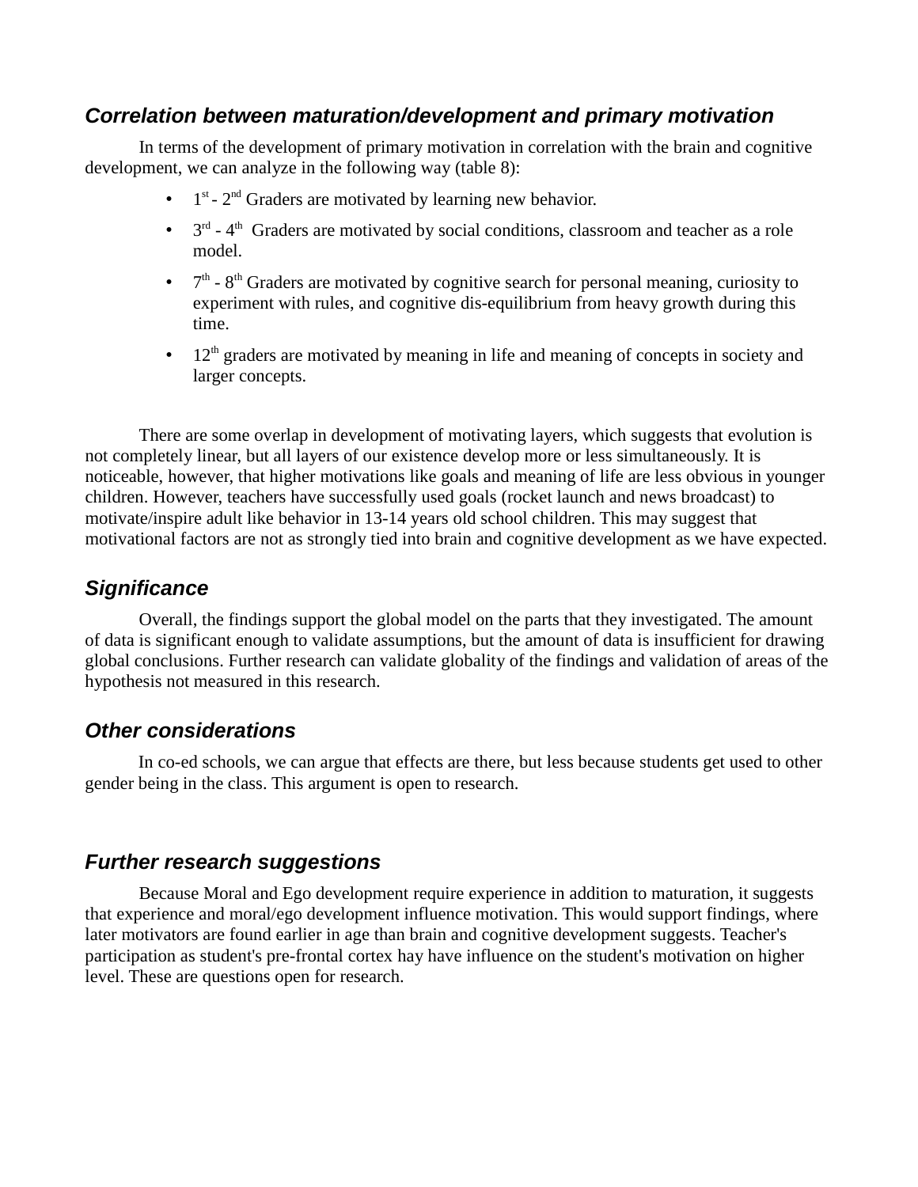### *Correlation between maturation/development and primary motivation*

In terms of the development of primary motivation in correlation with the brain and cognitive development, we can analyze in the following way (table 8):

- 1st - 2nd Graders are motivated by learning new behavior.
- 3rd - 4th Graders are motivated by social conditions, classroom and teacher as a role model.
- 7th - 8th Graders are motivated by cognitive search for personal meaning, curiosity to experiment with rules, and cognitive dis-equilibrium from heavy growth during this time.
- 12th graders are motivated by meaning in life and meaning of concepts in society and larger concepts.

There are some overlap in development of motivating layers, which suggests that evolution is not completely linear, but all layers of our existence develop more or less simultaneously. It is noticeable, however, that higher motivations like goals and meaning of life are less obvious in younger children. However, teachers have successfully used goals (rocket launch and news broadcast) to motivate/inspire adult like behavior in 13-14 years old school children. This may suggest that motivational factors are not as strongly tied into brain and cognitive development as we have expected.

### *Significance*

Overall, the findings support the global model on the parts that they investigated. The amount of data is significant enough to validate assumptions, but the amount of data is insufficient for drawing global conclusions. Further research can validate globality of the findings and validation of areas of the hypothesis not measured in this research.

### *Other considerations*

In co-ed schools, we can argue that effects are there, but less because students get used to other gender being in the class. This argument is open to research.

### *Further research suggestions*

Because Moral and Ego development require experience in addition to maturation, it suggests that experience and moral/ego development influence motivation. This would support findings, where later motivators are found earlier in age than brain and cognitive development suggests. Teacher's participation as student's pre-frontal cortex hay have influence on the student's motivation on higher level. These are questions open for research.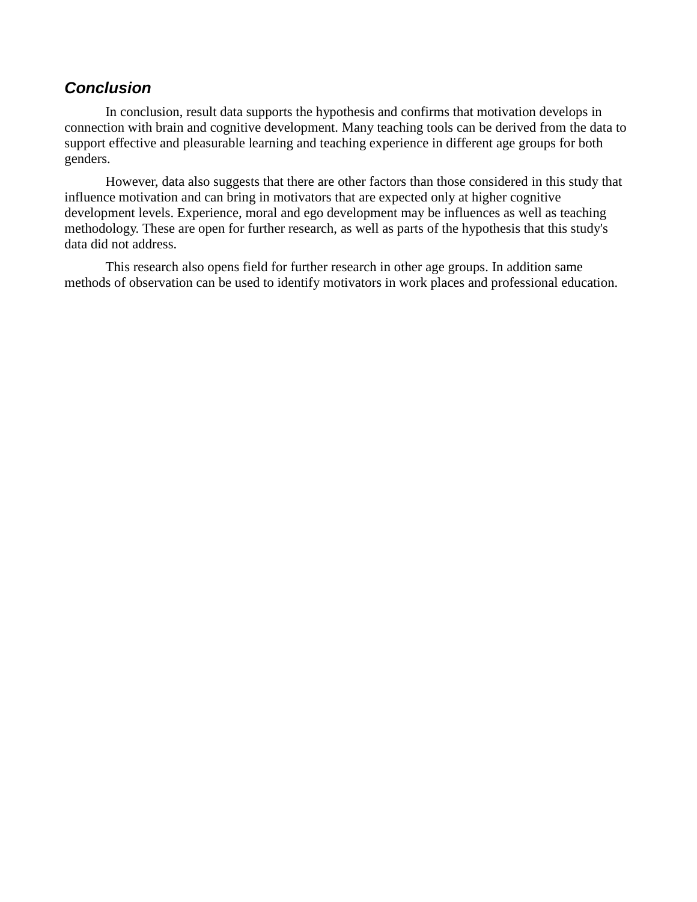### ***Conclusion***

In conclusion, result data supports the hypothesis and confirms that motivation develops in connection with brain and cognitive development. Many teaching tools can be derived from the data to support effective and pleasurable learning and teaching experience in different age groups for both genders.

However, data also suggests that there are other factors than those considered in this study that influence motivation and can bring in motivators that are expected only at higher cognitive development levels. Experience, moral and ego development may be influences as well as teaching methodology. These are open for further research, as well as parts of the hypothesis that this study's data did not address.

This research also opens field for further research in other age groups. In addition same methods of observation can be used to identify motivators in work places and professional education.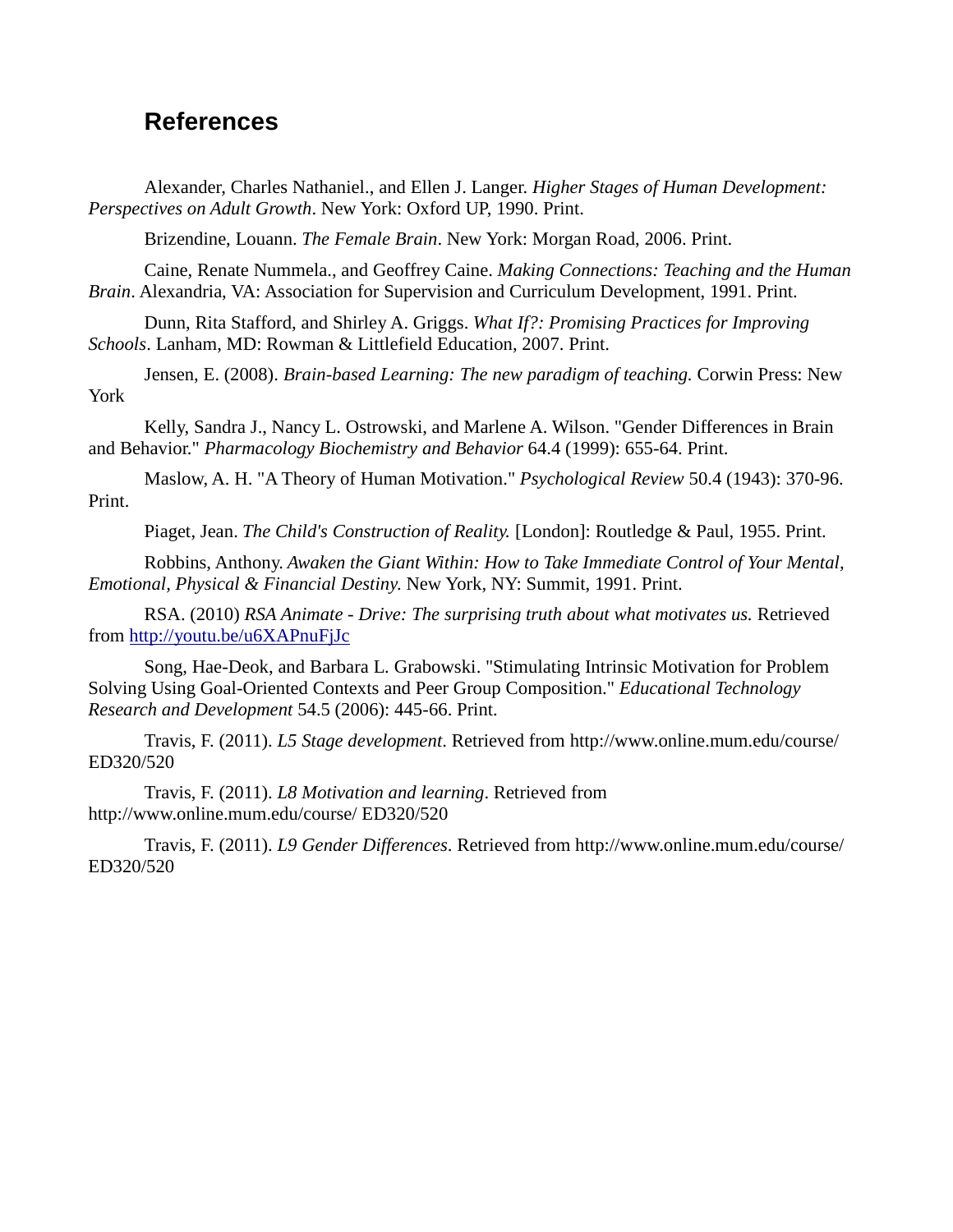## References

Alexander, Charles Nathaniel., and Ellen J. Langer. *Higher Stages of Human Development: Perspectives on Adult Growth*. New York: Oxford UP, 1990. Print.

Brizendine, Louann. *The Female Brain*. New York: Morgan Road, 2006. Print.

Caine, Renate Nummela., and Geoffrey Caine. *Making Connections: Teaching and the Human Brain*. Alexandria, VA: Association for Supervision and Curriculum Development, 1991. Print.

Dunn, Rita Stafford, and Shirley A. Griggs. *What If?: Promising Practices for Improving Schools*. Lanham, MD: Rowman & Littlefield Education, 2007. Print.

Jensen, E. (2008). *Brain-based Learning: The new paradigm of teaching.* Corwin Press: New York

Kelly, Sandra J., Nancy L. Ostrowski, and Marlene A. Wilson. "Gender Differences in Brain and Behavior." *Pharmacology Biochemistry and Behavior* 64.4 (1999): 655-64. Print.

Maslow, A. H. "A Theory of Human Motivation." *Psychological Review* 50.4 (1943): 370-96. Print.

Piaget, Jean. *The Child's Construction of Reality.* [London]: Routledge & Paul, 1955. Print.

Robbins, Anthony. *Awaken the Giant Within: How to Take Immediate Control of Your Mental, Emotional, Physical & Financial Destiny.* New York, NY: Summit, 1991. Print.

RSA. (2010) *RSA Animate - Drive: The surprising truth about what motivates us.* Retrieved from http://youtu.be/u6XAPnuFjJc

Song, Hae-Deok, and Barbara L. Grabowski. "Stimulating Intrinsic Motivation for Problem Solving Using Goal-Oriented Contexts and Peer Group Composition." *Educational Technology Research and Development* 54.5 (2006): 445-66. Print.

Travis, F. (2011). *L5 Stage development*. Retrieved from http://www.online.mum.edu/course/ ED320/520

Travis, F. (2011). *L8 Motivation and learning*. Retrieved from http://www.online.mum.edu/course/ ED320/520

Travis, F. (2011). *L9 Gender Differences*. Retrieved from http://www.online.mum.edu/course/ ED320/520